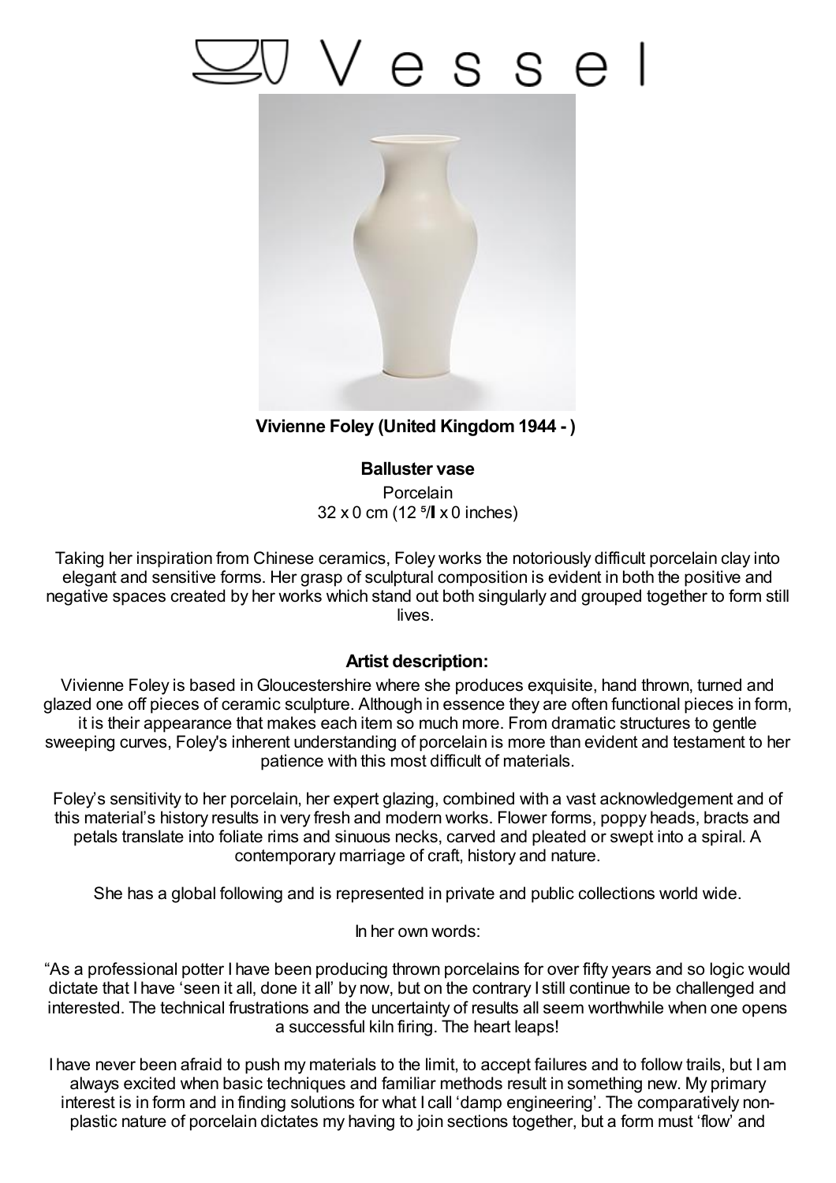# Vessel

**Vivienne Foley (United Kingdom 1944 - )**

**Balluster vase**

Porcelain

32 x 0 cm (12 ⁵/⁸ x 0 inches)

Taking her inspiration from Chinese ceramics, Foley works the notoriously difficult porcelain clay into elegant and sensitive forms. Her grasp of sculptural composition is evident in both the positive and negative spaces created by her works which stand out both singularly and grouped together to form still lives.

### Artist description:

Vivienne Foley is based in Gloucestershire where she produces exquisite, hand thrown, turned and glazed one off pieces of ceramic sculpture. Although in essence they are often functional pieces in form, it is their appearance that makes each item so much more. From dramatic structures to gentle sweeping curves, Foley's inherent understanding of porcelain is more than evident and testament to her patience with this most difficult of materials.

Foley's sensitivity to her porcelain, her expert glazing, combined with a vast acknowledgement and of this material's history results in very fresh and modern works. Flower forms, poppy heads, bracts and petals translate into foliate rims and sinuous necks, carved and pleated or swept into a spiral. A contemporary marriage of craft, history and nature.

She has a global following and is represented in private and public collections world wide.

In her own words:

"As a professional potter I have been producing thrown porcelains for over fifty years and so logic would dictate that I have 'seen it all, done it all' by now, but on the contrary I still continue to be challenged and interested. The technical frustrations and the uncertainty of results all seem worthwhile when one opens a successful kiln firing. The heart leaps!

I have never been afraid to push my materials to the limit, to accept failures and to follow trails, but I am always excited when basic techniques and familiar methods result in something new. My primary interest is in form and in finding solutions for what I call 'damp engineering'. The comparatively non-plastic nature of porcelain dictates my having to join sections together, but a form must 'flow' and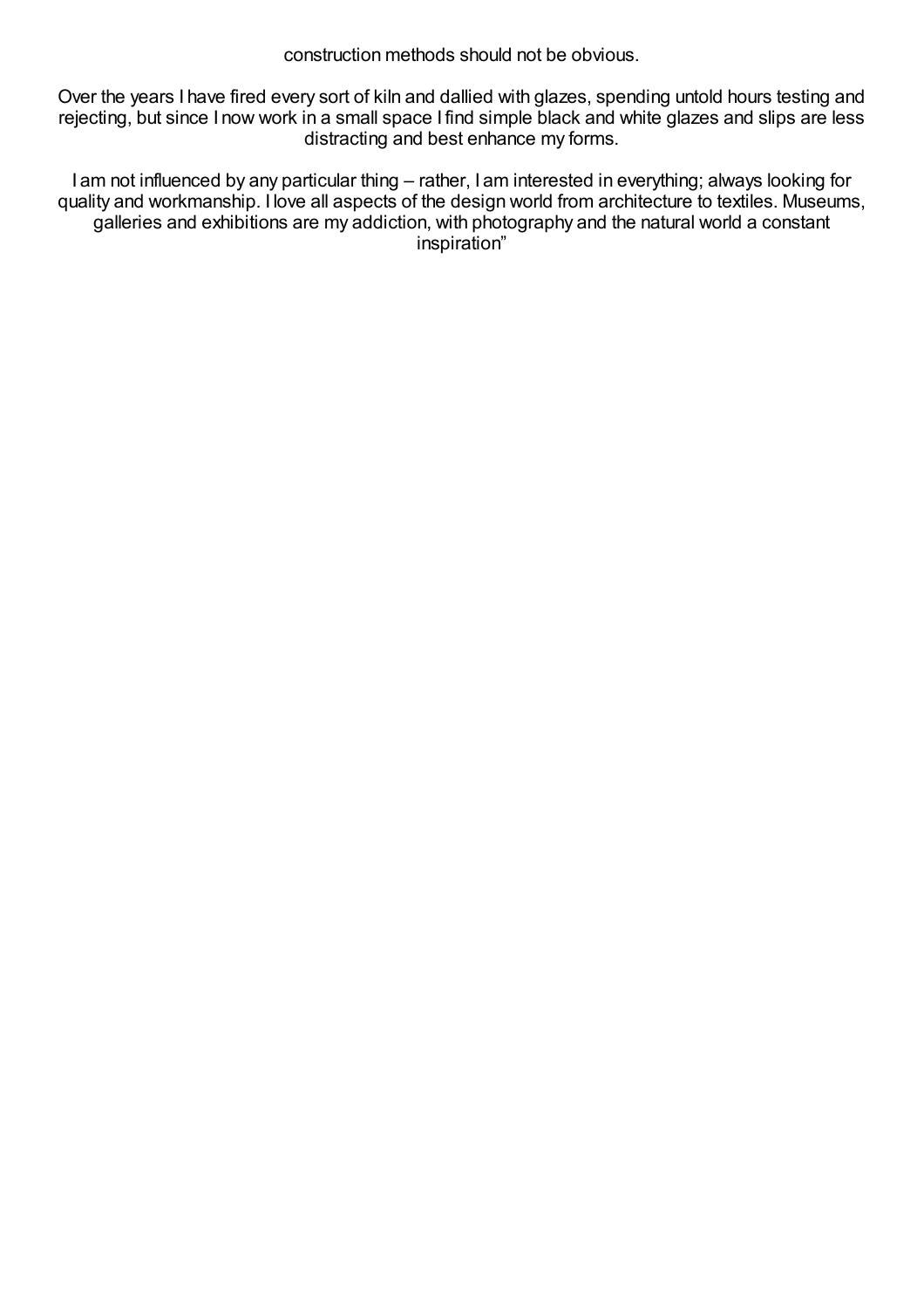construction methods should not be obvious.

Over the years I have fired every sort of kiln and dallied with glazes, spending untold hours testing and rejecting, but since I now work in a small space I find simple black and white glazes and slips are less distracting and best enhance my forms.

I am not influenced by any particular thing – rather, I am interested in everything; always looking for quality and workmanship. I love all aspects of the design world from architecture to textiles. Museums, galleries and exhibitions are my addiction, with photography and the natural world a constant inspiration”